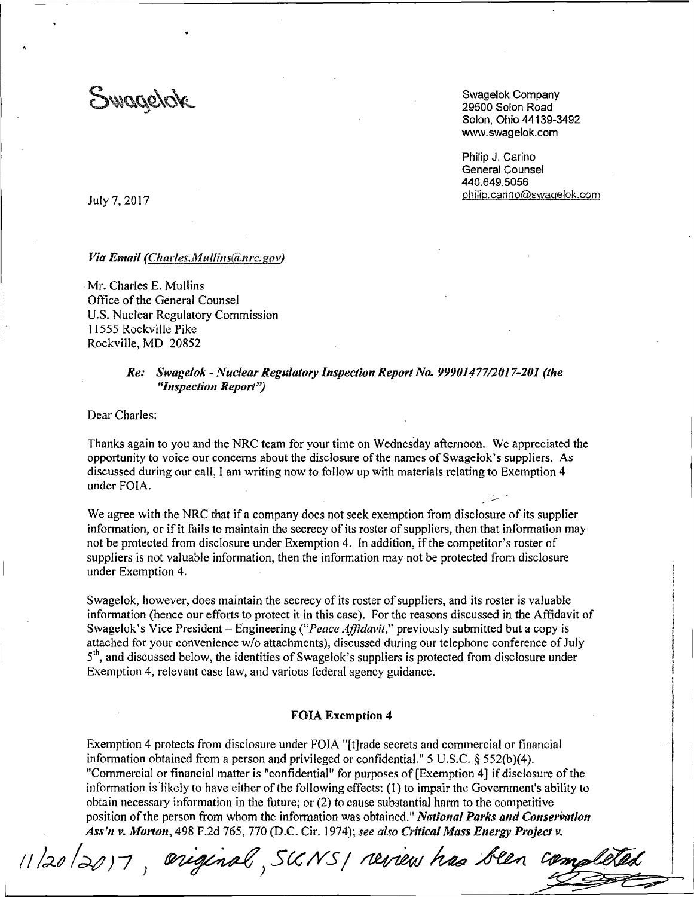Swagelok

Swagelok Company
29500 Solon Road
Solon, Ohio 44139-3492
www.swagelok.com

Philip J. Carino
General Counsel
440.649.5056
philip.carino@swagelok.com

July 7, 2017

***Via Email (Charles.Mullins@nrc.gov)***

Mr. Charles E. Mullins
Office of the General Counsel
U.S. Nuclear Regulatory Commission
11555 Rockville Pike
Rockville, MD 20852

***Re: Swagelok - Nuclear Regulatory Inspection Report No. 99901477/2017-201 (the "Inspection Report")***

Dear Charles:

Thanks again to you and the NRC team for your time on Wednesday afternoon. We appreciated the opportunity to voice our concerns about the disclosure of the names of Swagelok's suppliers. As discussed during our call, I am writing now to follow up with materials relating to Exemption 4 under FOIA.

We agree with the NRC that if a company does not seek exemption from disclosure of its supplier information, or if it fails to maintain the secrecy of its roster of suppliers, then that information may not be protected from disclosure under Exemption 4. In addition, if the competitor's roster of suppliers is not valuable information, then the information may not be protected from disclosure under Exemption 4.

Swagelok, however, does maintain the secrecy of its roster of suppliers, and its roster is valuable information (hence our efforts to protect it in this case). For the reasons discussed in the Affidavit of Swagelok's Vice President – Engineering (*"Peace Affidavit,"* previously submitted but a copy is attached for your convenience w/o attachments), discussed during our telephone conference of July 5th, and discussed below, the identities of Swagelok's suppliers is protected from disclosure under Exemption 4, relevant case law, and various federal agency guidance.

## FOIA Exemption 4

Exemption 4 protects from disclosure under FOIA "[t]rade secrets and commercial or financial information obtained from a person and privileged or confidential." 5 U.S.C. § 552(b)(4). "Commercial or financial matter is "confidential" for purposes of [Exemption 4] if disclosure of the information is likely to have either of the following effects: (1) to impair the Government's ability to obtain necessary information in the future; or (2) to cause substantial harm to the competitive position of the person from whom the information was obtained." ***National Parks and Conservation Ass'n v. Morton***, 498 F.2d 765, 770 (D.C. Cir. 1974); *see also* ***Critical Mass Energy Project v.***

11/20/2017, original, SUNSI review has been completed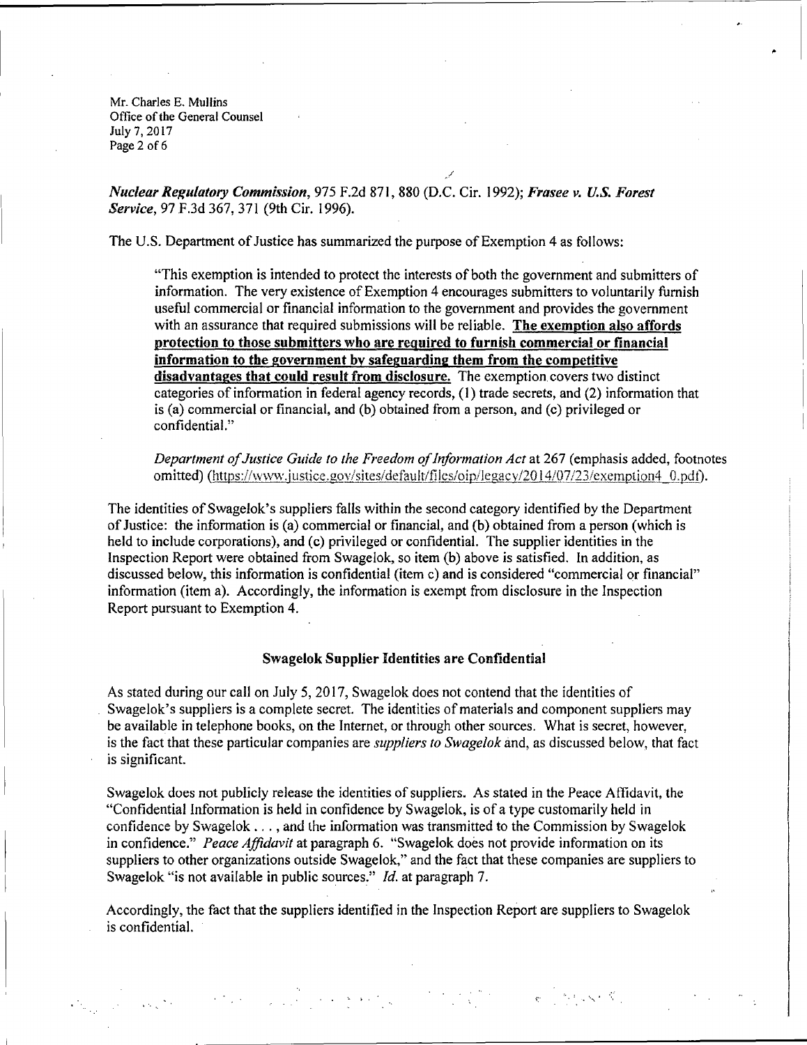*Nuclear Regulatory Commission*, 975 F.2d 871, 880 (D.C. Cir. 1992); ***Frasee v. U.S. Forest Service***, 97 F.3d 367, 371 (9th Cir. 1996).

The U.S. Department of Justice has summarized the purpose of Exemption 4 as follows:

> "This exemption is intended to protect the interests of both the government and submitters of information. The very existence of Exemption 4 encourages submitters to voluntarily furnish useful commercial or financial information to the government and provides the government with an assurance that required submissions will be reliable. **The exemption also affords protection to those submitters who are required to furnish commercial or financial information to the government by safeguarding them from the competitive disadvantages that could result from disclosure.** The exemption covers two distinct categories of information in federal agency records, (1) trade secrets, and (2) information that is (a) commercial or financial, and (b) obtained from a person, and (c) privileged or confidential."
>
> *Department of Justice Guide to the Freedom of Information Act* at 267 (emphasis added, footnotes omitted) (https://www.justice.gov/sites/default/files/oip/legacy/2014/07/23/exemption4_0.pdf).

The identities of Swagelok's suppliers falls within the second category identified by the Department of Justice: the information is (a) commercial or financial, and (b) obtained from a person (which is held to include corporations), and (c) privileged or confidential. The supplier identities in the Inspection Report were obtained from Swagelok, so item (b) above is satisfied. In addition, as discussed below, this information is confidential (item c) and is considered "commercial or financial" information (item a). Accordingly, the information is exempt from disclosure in the Inspection Report pursuant to Exemption 4.

## Swagelok Supplier Identities are Confidential

As stated during our call on July 5, 2017, Swagelok does not contend that the identities of Swagelok's suppliers is a complete secret. The identities of materials and component suppliers may be available in telephone books, on the Internet, or through other sources. What is secret, however, is the fact that these particular companies are *suppliers to Swagelok* and, as discussed below, that fact is significant.

Swagelok does not publicly release the identities of suppliers. As stated in the Peace Affidavit, the "Confidential Information is held in confidence by Swagelok, is of a type customarily held in confidence by Swagelok . . . , and the information was transmitted to the Commission by Swagelok in confidence." *Peace Affidavit* at paragraph 6. "Swagelok does not provide information on its suppliers to other organizations outside Swagelok," and the fact that these companies are suppliers to Swagelok "is not available in public sources." *Id.* at paragraph 7.

Accordingly, the fact that the suppliers identified in the Inspection Report are suppliers to Swagelok is confidential.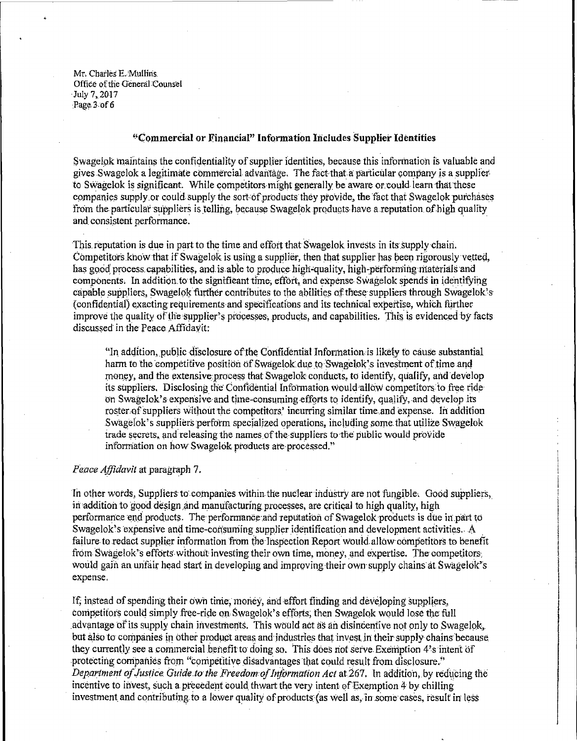## "Commercial or Financial" Information Includes Supplier Identities

Swagelok maintains the confidentiality of supplier identities, because this information is valuable and gives Swagelok a legitimate commercial advantage. The fact that a particular company is a supplier to Swagelok is significant. While competitors might generally be aware or could learn that these companies supply or could supply the sort of products they provide, the fact that Swagelok purchases from the particular suppliers is telling, because Swagelok products have a reputation of high quality and consistent performance.

This reputation is due in part to the time and effort that Swagelok invests in its supply chain. Competitors know that if Swagelok is using a supplier, then that supplier has been rigorously vetted, has good process capabilities, and is able to produce high-quality, high-performing materials and components. In addition to the significant time, effort, and expense Swagelok spends in identifying capable suppliers, Swagelok further contributes to the abilities of these suppliers through Swagelok's (confidential) exacting requirements and specifications and its technical expertise, which further improve the quality of the supplier's processes, products, and capabilities. This is evidenced by facts discussed in the Peace Affidavit:

> "In addition, public disclosure of the Confidential Information is likely to cause substantial harm to the competitive position of Swagelok due to Swagelok's investment of time and money, and the extensive process that Swagelok conducts, to identify, qualify, and develop its suppliers. Disclosing the Confidential Information would allow competitors to free ride on Swagelok's expensive and time-consuming efforts to identify, qualify, and develop its roster of suppliers without the competitors' incurring similar time and expense. In addition Swagelok's suppliers perform specialized operations, including some that utilize Swagelok trade secrets, and releasing the names of the suppliers to the public would provide information on how Swagelok products are processed."

*Peace Affidavit* at paragraph 7.

In other words, Suppliers to companies within the nuclear industry are not fungible. Good suppliers, in addition to good design and manufacturing processes, are critical to high quality, high performance end products. The performance and reputation of Swagelok products is due in part to Swagelok's expensive and time-consuming supplier identification and development activities. A failure to redact supplier information from the Inspection Report would allow competitors to benefit from Swagelok's efforts without investing their own time, money, and expertise. The competitors would gain an unfair head start in developing and improving their own supply chains at Swagelok's expense.

If, instead of spending their own time, money, and effort finding and developing suppliers, competitors could simply free-ride on Swagelok's efforts, then Swagelok would lose the full advantage of its supply chain investments. This would act as an disincentive not only to Swagelok, but also to companies in other product areas and industries that invest in their supply chains because they currently see a commercial benefit to doing so. This does not serve Exemption 4's intent of protecting companies from "competitive disadvantages that could result from disclosure." *Department of Justice Guide to the Freedom of Information Act* at 267. In addition, by reducing the incentive to invest, such a precedent could thwart the very intent of Exemption 4 by chilling investment and contributing to a lower quality of products (as well as, in some cases, result in less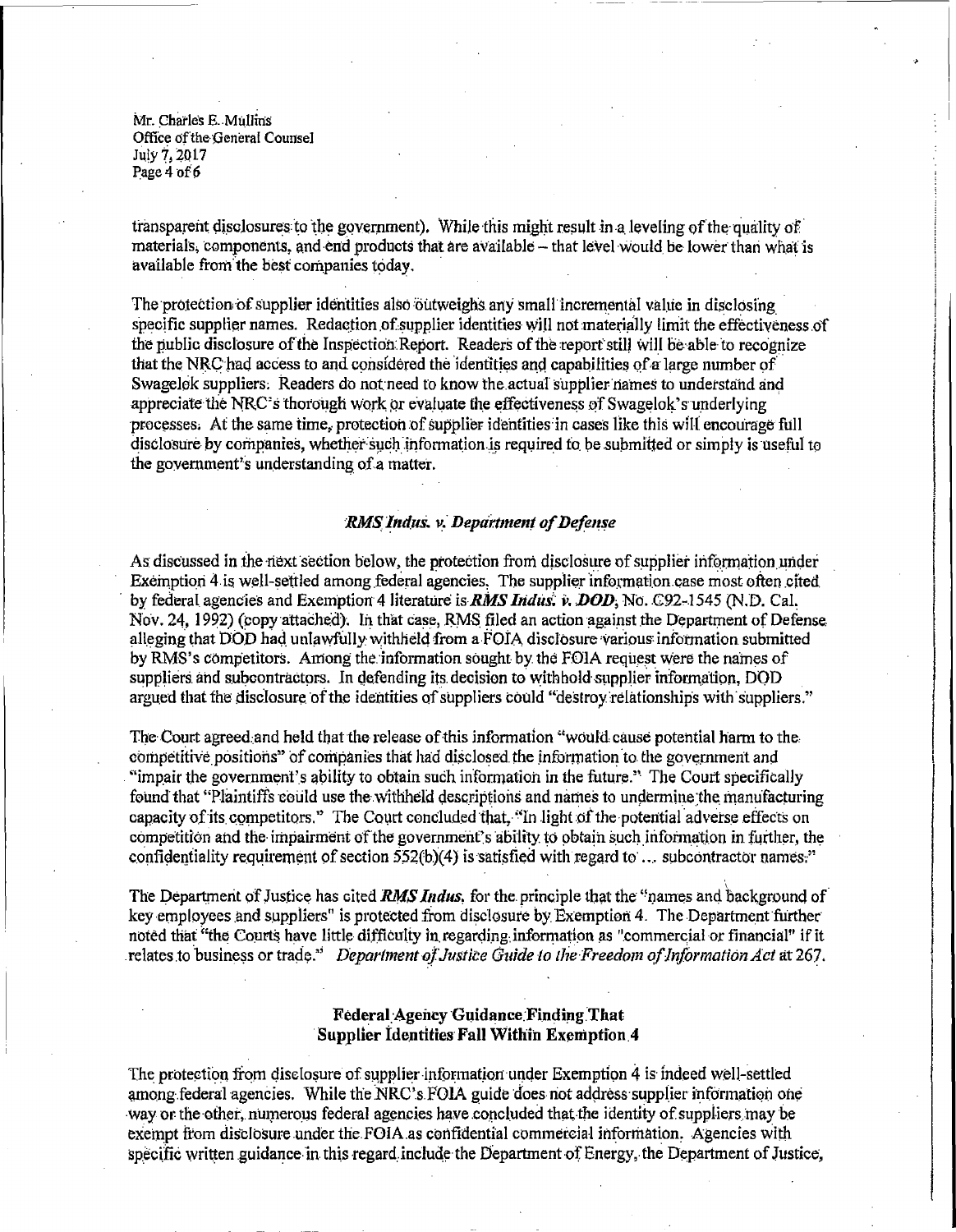transparent disclosures to the government). While this might result in a leveling of the quality of materials, components, and end products that are available – that level would be lower than what is available from the best companies today.

The protection of supplier identities also outweighs any small incremental value in disclosing specific supplier names. Redaction of supplier identities will not materially limit the effectiveness of the public disclosure of the Inspection Report. Readers of the report still will be able to recognize that the NRC had access to and considered the identities and capabilities of a large number of Swagelok suppliers. Readers do not need to know the actual supplier names to understand and appreciate the NRC's thorough work or evaluate the effectiveness of Swagelok's underlying processes. At the same time, protection of supplier identities in cases like this will encourage full disclosure by companies, whether such information is required to be submitted or simply is useful to the government's understanding of a matter.

### *RMS Indus. v. Department of Defense*

As discussed in the next section below, the protection from disclosure of supplier information under Exemption 4 is well-settled among federal agencies. The supplier information case most often cited by federal agencies and Exemption 4 literature is ***RMS Indus. v. DOD***, No. C92-1545 (N.D. Cal. Nov. 24, 1992) (copy attached). In that case, RMS filed an action against the Department of Defense alleging that DOD had unlawfully withheld from a FOIA disclosure various information submitted by RMS's competitors. Among the information sought by the FOIA request were the names of suppliers and subcontractors. In defending its decision to withhold supplier information, DOD argued that the disclosure of the identities of suppliers could "destroy relationships with suppliers."

The Court agreed and held that the release of this information "would cause potential harm to the competitive positions" of companies that had disclosed the information to the government and "impair the government's ability to obtain such information in the future." The Court specifically found that "Plaintiffs could use the withheld descriptions and names to undermine the manufacturing capacity of its competitors." The Court concluded that, "In light of the potential adverse effects on competition and the impairment of the government's ability to obtain such information in further, the confidentiality requirement of section 552(b)(4) is satisfied with regard to ... subcontractor names."

The Department of Justice has cited ***RMS Indus.*** for the principle that the "names and background of key employees and suppliers" is protected from disclosure by Exemption 4. The Department further noted that "the Courts have little difficulty in regarding information as "commercial or financial" if it relates to business or trade." *Department of Justice Guide to the Freedom of Information Act* at 267.

### Federal Agency Guidance Finding That Supplier Identities Fall Within Exemption 4

The protection from disclosure of supplier information under Exemption 4 is indeed well-settled among federal agencies. While the NRC's FOIA guide does not address supplier information one way or the other, numerous federal agencies have concluded that the identity of suppliers may be exempt from disclosure under the FOIA as confidential commercial information. Agencies with specific written guidance in this regard include the Department of Energy, the Department of Justice,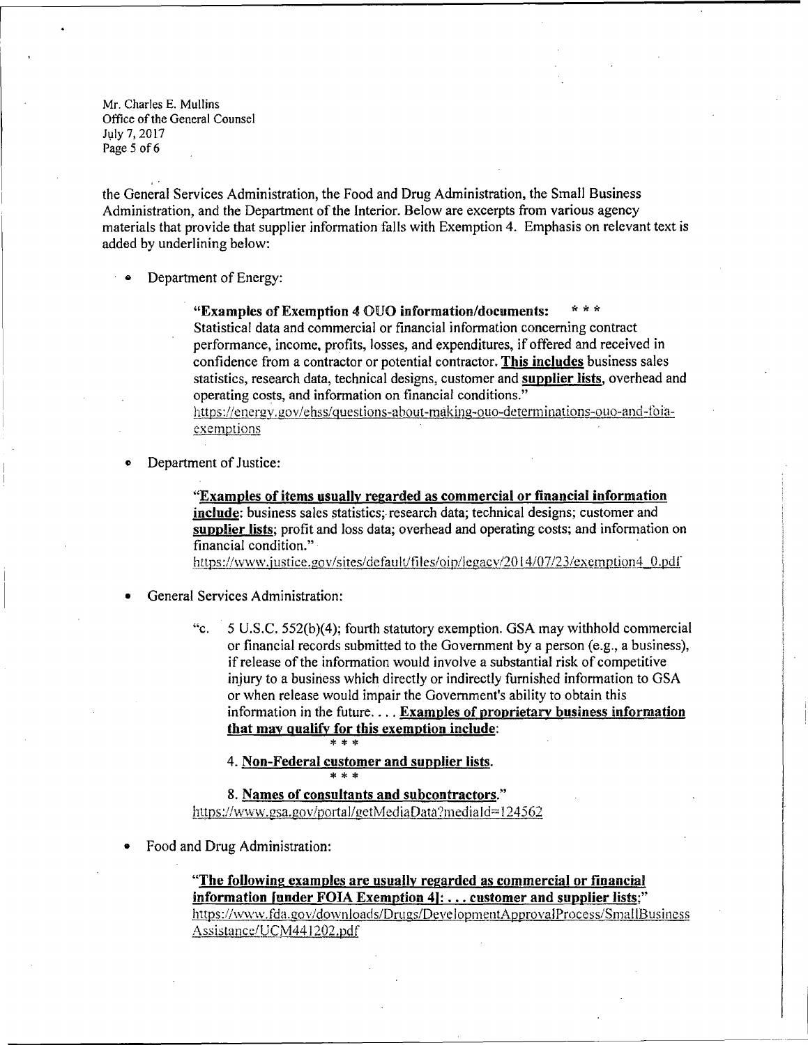the General Services Administration, the Food and Drug Administration, the Small Business Administration, and the Department of the Interior. Below are excerpts from various agency materials that provide that supplier information falls with Exemption 4. Emphasis on relevant text is added by underlining below:

- Department of Energy:

  > **"Examples of Exemption 4 OUO information/documents:** * * *
  > Statistical data and commercial or financial information concerning contract performance, income, profits, losses, and expenditures, if offered and received in confidence from a contractor or potential contractor. **This includes** business sales statistics, research data, technical designs, customer and **supplier lists**, overhead and operating costs, and information on financial conditions."
  > https://energy.gov/ehss/questions-about-making-ouo-determinations-ouo-and-foia-exemptions

- Department of Justice:

  > "**Examples of items usually regarded as commercial or financial information include**: business sales statistics; research data; technical designs; customer and **supplier lists**; profit and loss data; overhead and operating costs; and information on financial condition."
  > https://www.justice.gov/sites/default/files/oip/legacy/2014/07/23/exemption4_0.pdf

- General Services Administration:

  > "c. 5 U.S.C. 552(b)(4); fourth statutory exemption. GSA may withhold commercial or financial records submitted to the Government by a person (e.g., a business), if release of the information would involve a substantial risk of competitive injury to a business which directly or indirectly furnished information to GSA or when release would impair the Government's ability to obtain this information in the future. . . . **Examples of proprietary business information that may qualify for this exemption include**:
  > * * *
  > 4. **Non-Federal customer and supplier lists.**
  > * * *
  > 8. **Names of consultants and subcontractors.**"
  > https://www.gsa.gov/portal/getMediaData?mediaId=124562

- Food and Drug Administration:

  > "**The following examples are usually regarded as commercial or financial information [under FOIA Exemption 4]: . . . customer and supplier lists**;"
  > https://www.fda.gov/downloads/Drugs/DevelopmentApprovalProcess/SmallBusinessAssistance/UCM441202.pdf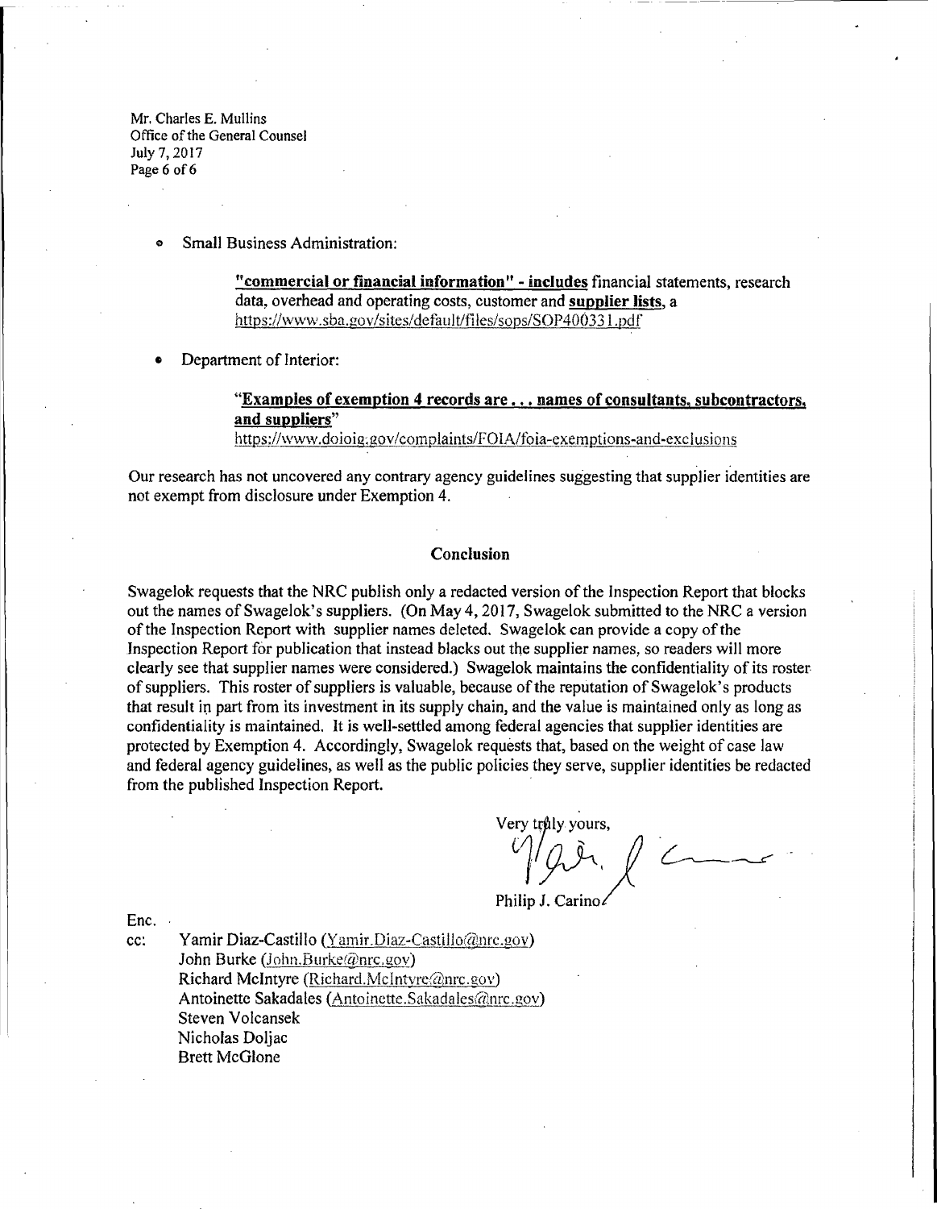Mr. Charles E. Mullins
Office of the General Counsel
July 7, 2017

- Small Business Administration:

  **"commercial or financial information" - includes** financial statements, research data, overhead and operating costs, customer and **supplier lists**, a
  https://www.sba.gov/sites/default/files/sops/SOP400331.pdf

- Department of Interior:

  **"Examples of exemption 4 records are . . . names of consultants, subcontractors, and suppliers"**
  https://www.doioig.gov/complaints/FOIA/foia-exemptions-and-exclusions

Our research has not uncovered any contrary agency guidelines suggesting that supplier identities are not exempt from disclosure under Exemption 4.

## Conclusion

Swagelok requests that the NRC publish only a redacted version of the Inspection Report that blocks out the names of Swagelok's suppliers. (On May 4, 2017, Swagelok submitted to the NRC a version of the Inspection Report with supplier names deleted. Swagelok can provide a copy of the Inspection Report for publication that instead blacks out the supplier names, so readers will more clearly see that supplier names were considered.) Swagelok maintains the confidentiality of its roster of suppliers. This roster of suppliers is valuable, because of the reputation of Swagelok's products that result in part from its investment in its supply chain, and the value is maintained only as long as confidentiality is maintained. It is well-settled among federal agencies that supplier identities are protected by Exemption 4. Accordingly, Swagelok requests that, based on the weight of case law and federal agency guidelines, as well as the public policies they serve, supplier identities be redacted from the published Inspection Report.

Very truly yours,

Philip J. Carino

Enc.

cc: Yamir Diaz-Castillo (Yamir.Diaz-Castillo@nrc.gov)
John Burke (John.Burke@nrc.gov)
Richard McIntyre (Richard.McIntyre@nrc.gov)
Antoinette Sakadales (Antoinette.Sakadales@nrc.gov)
Steven Volcansek
Nicholas Doljac
Brett McGlone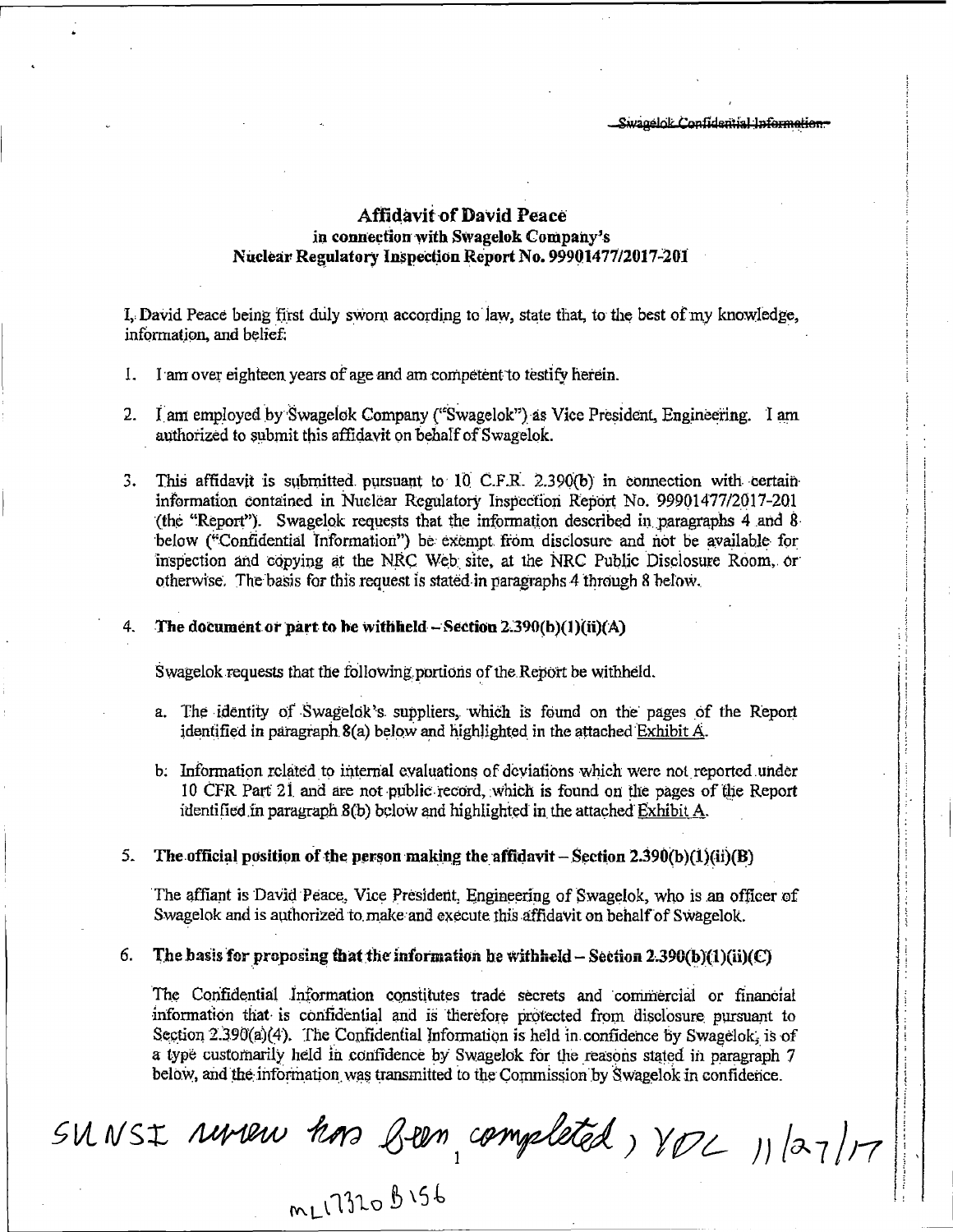Swagelok Confidential Information

## Affidavit of David Peace
### in connection with Swagelok Company's
### Nuclear Regulatory Inspection Report No. 99901477/2017-201

I, David Peace being first duly sworn according to law, state that, to the best of my knowledge, information, and belief:

1. I am over eighteen years of age and am competent to testify herein.

2. I am employed by Swagelok Company ("Swagelok") as Vice President, Engineering. I am authorized to submit this affidavit on behalf of Swagelok.

3. This affidavit is submitted pursuant to 10 C.F.R. 2.390(b) in connection with certain information contained in Nuclear Regulatory Inspection Report No. 99901477/2017-201 (the "Report"). Swagelok requests that the information described in paragraphs 4 and 8 below ("Confidential Information") be exempt from disclosure and not be available for inspection and copying at the NRC Web site, at the NRC Public Disclosure Room, or otherwise. The basis for this request is stated in paragraphs 4 through 8 below.

4. **The document or part to be withheld – Section 2.390(b)(1)(ii)(A)**

   Swagelok requests that the following portions of the Report be withheld.

   a. The identity of Swagelok's suppliers, which is found on the pages of the Report identified in paragraph 8(a) below and highlighted in the attached Exhibit A.

   b. Information related to internal evaluations of deviations which were not reported under 10 CFR Part 21 and are not public record, which is found on the pages of the Report identified in paragraph 8(b) below and highlighted in the attached Exhibit A.

5. **The official position of the person making the affidavit – Section 2.390(b)(1)(ii)(B)**

   The affiant is David Peace, Vice President, Engineering of Swagelok, who is an officer of Swagelok and is authorized to make and execute this affidavit on behalf of Swagelok.

6. **The basis for proposing that the information be withheld – Section 2.390(b)(1)(ii)(C)**

   The Confidential Information constitutes trade secrets and commercial or financial information that is confidential and is therefore protected from disclosure pursuant to Section 2.390(a)(4). The Confidential Information is held in confidence by Swagelok, is of a type customarily held in confidence by Swagelok for the reasons stated in paragraph 7 below, and the information was transmitted to the Commission by Swagelok in confidence.

SUNSI review has been completed, YDL 11/27/17

ML17320B156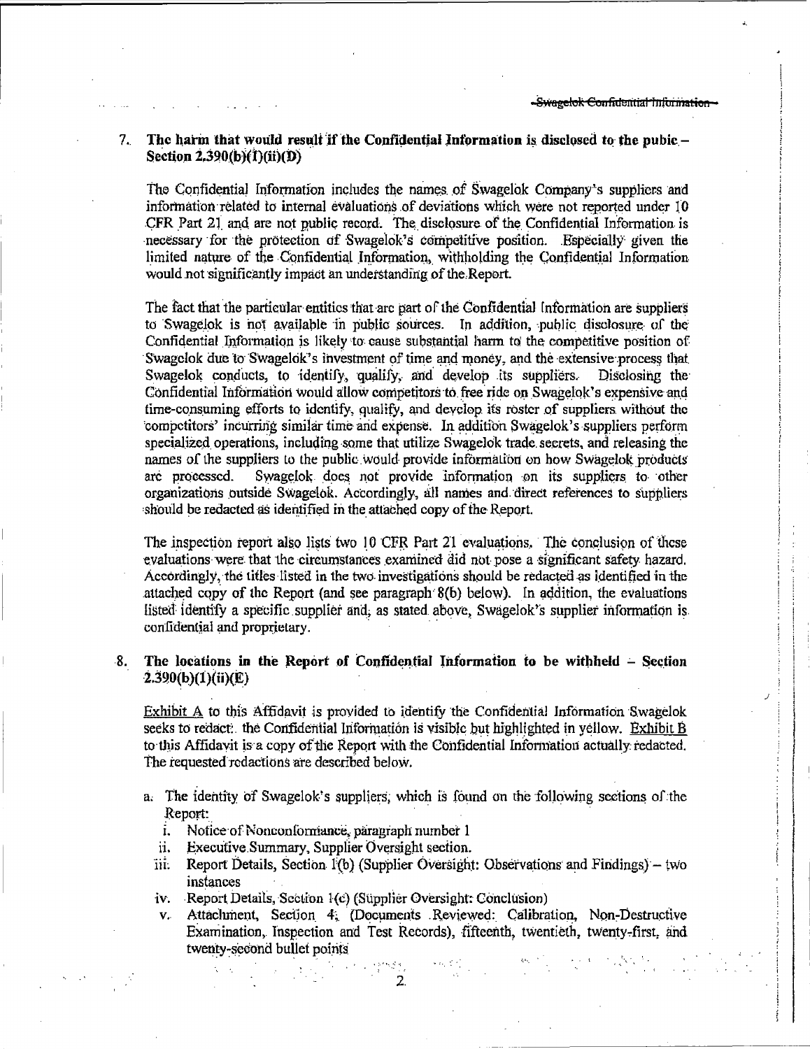## 7. The harm that would result if the Confidential Information is disclosed to the pubic – Section 2.390(b)(1)(ii)(D)

The Confidential Information includes the names of Swagelok Company's suppliers and information related to internal evaluations of deviations which were not reported under 10 CFR Part 21 and are not public record. The disclosure of the Confidential Information is necessary for the protection of Swagelok's competitive position. Especially given the limited nature of the Confidential Information, withholding the Confidential Information would not significantly impact an understanding of the Report.

The fact that the particular entities that are part of the Confidential Information are suppliers to Swagelok is not available in public sources. In addition, public disclosure of the Confidential Information is likely to cause substantial harm to the competitive position of Swagelok due to Swagelok's investment of time and money, and the extensive process that Swagelok conducts, to identify, qualify, and develop its suppliers. Disclosing the Confidential Information would allow competitors to free ride on Swagelok's expensive and time-consuming efforts to identify, qualify, and develop its roster of suppliers without the competitors' incurring similar time and expense. In addition Swagelok's suppliers perform specialized operations, including some that utilize Swagelok trade secrets, and releasing the names of the suppliers to the public would provide information on how Swagelok products are processed. Swagelok does not provide information on its suppliers to other organizations outside Swagelok. Accordingly, all names and direct references to suppliers should be redacted as identified in the attached copy of the Report.

The inspection report also lists two 10 CFR Part 21 evaluations. The conclusion of these evaluations were that the circumstances examined did not pose a significant safety hazard. Accordingly, the titles listed in the two investigations should be redacted as identified in the attached copy of the Report (and see paragraph 8(b) below). In addition, the evaluations listed identify a specific supplier and, as stated above, Swagelok's supplier information is confidential and proprietary.

## 8. The locations in the Report of Confidential Information to be withheld – Section 2.390(b)(1)(ii)(E)

Exhibit A to this Affidavit is provided to identify the Confidential Information Swagelok seeks to redact: the Confidential Information is visible but highlighted in yellow. Exhibit B to this Affidavit is a copy of the Report with the Confidential Information actually redacted. The requested redactions are described below.

a. The identity of Swagelok's suppliers, which is found on the following sections of the Report:
   i. Notice of Nonconformance, paragraph number 1
   ii. Executive Summary, Supplier Oversight section.
   iii. Report Details, Section 1(b) (Supplier Oversight: Observations and Findings) – two instances
   iv. Report Details, Section 1(c) (Supplier Oversight: Conclusion)
   v. Attachment, Section 4, (Documents Reviewed: Calibration, Non-Destructive Examination, Inspection and Test Records), fifteenth, twentieth, twenty-first, and twenty-second bullet points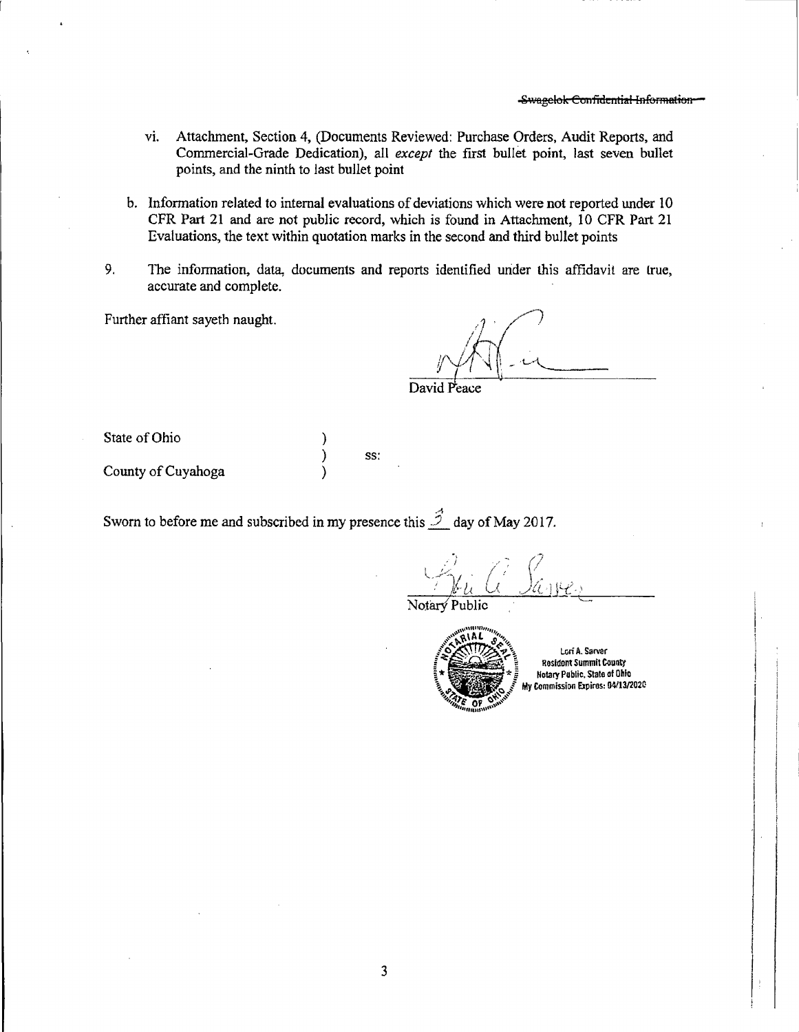~~Swagelok Confidential Information~~

vi. Attachment, Section 4, (Documents Reviewed: Purchase Orders, Audit Reports, and Commercial-Grade Dedication), all *except* the first bullet point, last seven bullet points, and the ninth to last bullet point

b. Information related to internal evaluations of deviations which were not reported under 10 CFR Part 21 and are not public record, which is found in Attachment, 10 CFR Part 21 Evaluations, the text within quotation marks in the second and third bullet points

9. The information, data, documents and reports identified under this affidavit are true, accurate and complete.

Further affiant sayeth naught.

David Peace

State of Ohio )
) ss:
County of Cuyahoga )

Sworn to before me and subscribed in my presence this 3 day of May 2017.

Notary Public

Lori A. Sarver
Resident Summit County
Notary Public, State of Ohio
My Commission Expires: 04/13/2020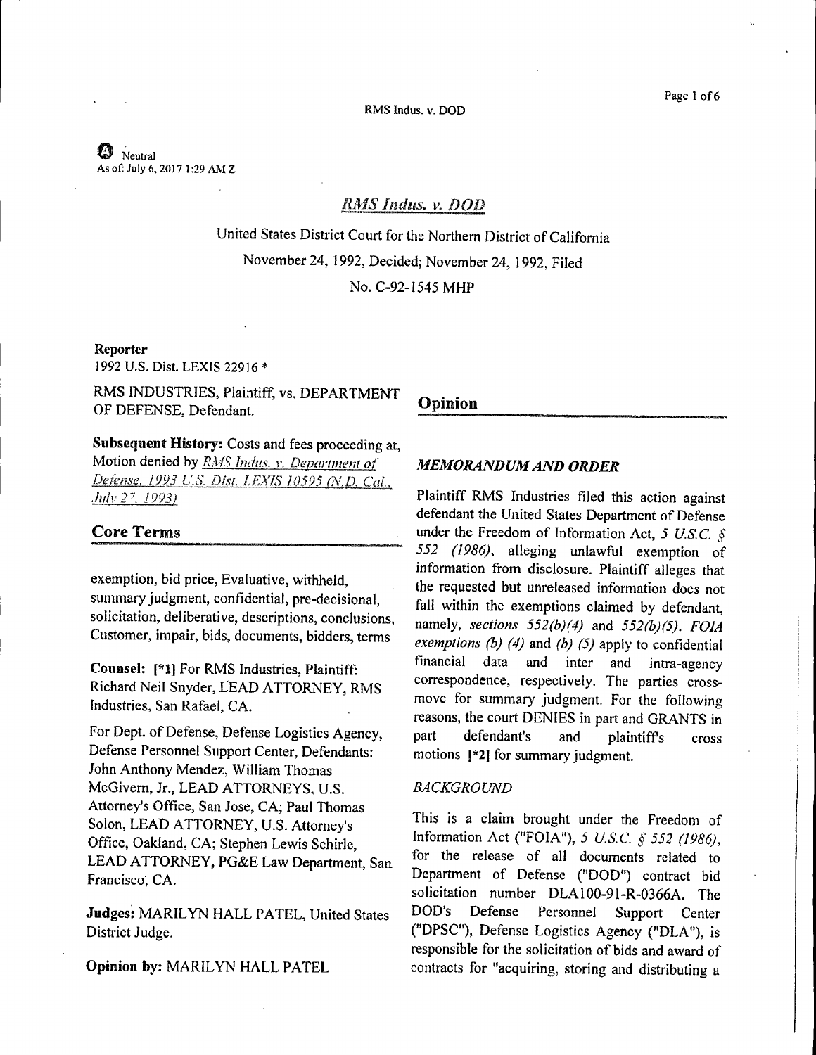Neutral
As of: July 6, 2017 1:29 AM Z

# *RMS Indus. v. DOD*

United States District Court for the Northern District of California

November 24, 1992, Decided; November 24, 1992, Filed

No. C-92-1545 MHP

**Reporter**

1992 U.S. Dist. LEXIS 22916 *

RMS INDUSTRIES, Plaintiff, vs. DEPARTMENT OF DEFENSE, Defendant.

**Subsequent History:** Costs and fees proceeding at, Motion denied by *RMS Indus. v. Department of Defense, 1993 U.S. Dist. LEXIS 10595 (N.D. Cal., July 27, 1993)*

## Core Terms

exemption, bid price, Evaluative, withheld, summary judgment, confidential, pre-decisional, solicitation, deliberative, descriptions, conclusions, Customer, impair, bids, documents, bidders, terms

**Counsel:** [*1] For RMS Industries, Plaintiff: Richard Neil Snyder, LEAD ATTORNEY, RMS Industries, San Rafael, CA.

For Dept. of Defense, Defense Logistics Agency, Defense Personnel Support Center, Defendants: John Anthony Mendez, William Thomas McGivern, Jr., LEAD ATTORNEYS, U.S. Attorney's Office, San Jose, CA; Paul Thomas Solon, LEAD ATTORNEY, U.S. Attorney's Office, Oakland, CA; Stephen Lewis Schirle, LEAD ATTORNEY, PG&E Law Department, San Francisco, CA.

**Judges:** MARILYN HALL PATEL, United States District Judge.

**Opinion by:** MARILYN HALL PATEL

## Opinion

### *MEMORANDUM AND ORDER*

Plaintiff RMS Industries filed this action against defendant the United States Department of Defense under the Freedom of Information Act, *5 U.S.C. § 552 (1986)*, alleging unlawful exemption of information from disclosure. Plaintiff alleges that the requested but unreleased information does not fall within the exemptions claimed by defendant, namely, *sections 552(b)(4)* and *552(b)(5)*. *FOIA exemptions (b) (4)* and *(b) (5)* apply to confidential financial data and inter and intra-agency correspondence, respectively. The parties cross-move for summary judgment. For the following reasons, the court DENIES in part and GRANTS in part defendant's and plaintiff's cross motions [*2] for summary judgment.

### *BACKGROUND*

This is a claim brought under the Freedom of Information Act ("FOIA"), *5 U.S.C. § 552 (1986)*, for the release of all documents related to Department of Defense ("DOD") contract bid solicitation number DLA100-91-R-0366A. The DOD's Defense Personnel Support Center ("DPSC"), Defense Logistics Agency ("DLA"), is responsible for the solicitation of bids and award of contracts for "acquiring, storing and distributing a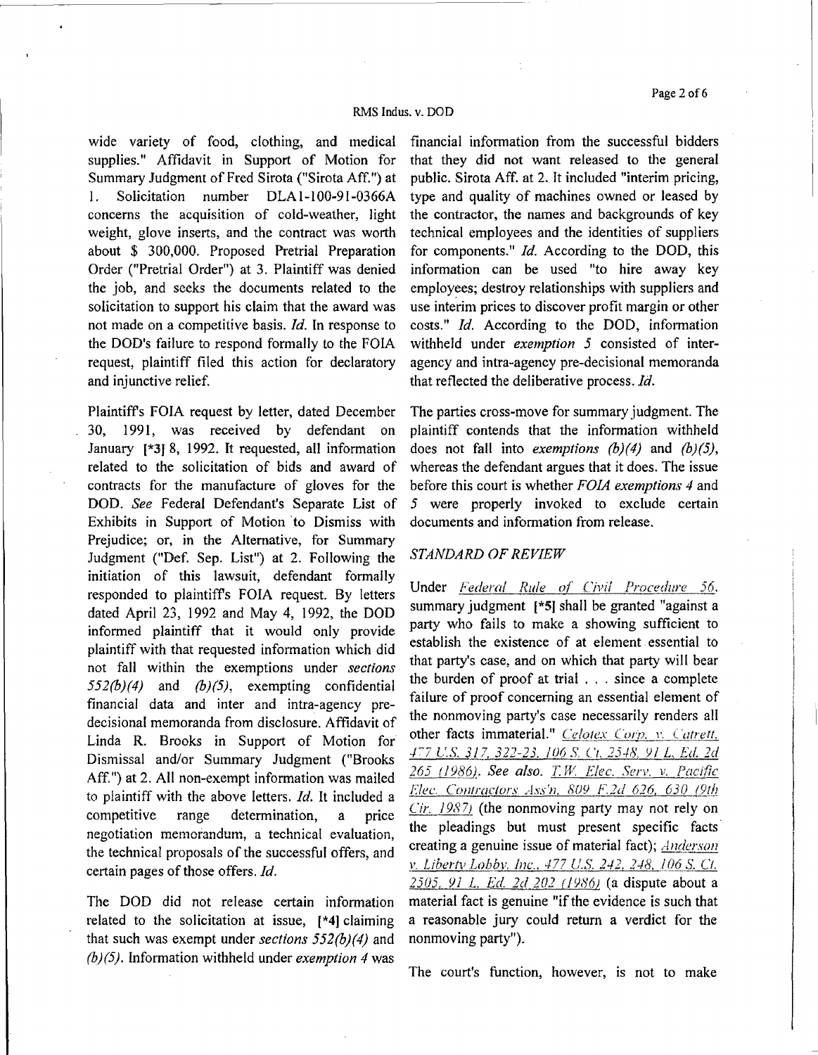wide variety of food, clothing, and medical supplies." Affidavit in Support of Motion for Summary Judgment of Fred Sirota ("Sirota Aff.") at 1. Solicitation number DLA1-100-91-0366A concerns the acquisition of cold-weather, light weight, glove inserts, and the contract was worth about $ 300,000. Proposed Pretrial Preparation Order ("Pretrial Order") at 3. Plaintiff was denied the job, and seeks the documents related to the solicitation to support his claim that the award was not made on a competitive basis. *Id.* In response to the DOD's failure to respond formally to the FOIA request, plaintiff filed this action for declaratory and injunctive relief.

Plaintiff's FOIA request by letter, dated December 30, 1991, was received by defendant on January [*3] 8, 1992. It requested, all information related to the solicitation of bids and award of contracts for the manufacture of gloves for the DOD. *See* Federal Defendant's Separate List of Exhibits in Support of Motion to Dismiss with Prejudice; or, in the Alternative, for Summary Judgment ("Def. Sep. List") at 2. Following the initiation of this lawsuit, defendant formally responded to plaintiff's FOIA request. By letters dated April 23, 1992 and May 4, 1992, the DOD informed plaintiff that it would only provide plaintiff with that requested information which did not fall within the exemptions under *sections 552(b)(4)* and *(b)(5)*, exempting confidential financial data and inter and intra-agency pre-decisional memoranda from disclosure. Affidavit of Linda R. Brooks in Support of Motion for Dismissal and/or Summary Judgment ("Brooks Aff.") at 2. All non-exempt information was mailed to plaintiff with the above letters. *Id.* It included a competitive range determination, a price negotiation memorandum, a technical evaluation, the technical proposals of the successful offers, and certain pages of those offers. *Id.*

The DOD did not release certain information related to the solicitation at issue, [*4] claiming that such was exempt under *sections 552(b)(4)* and *(b)(5)*. Information withheld under *exemption 4* was financial information from the successful bidders that they did not want released to the general public. Sirota Aff. at 2. It included "interim pricing, type and quality of machines owned or leased by the contractor, the names and backgrounds of key technical employees and the identities of suppliers for components." *Id.* According to the DOD, this information can be used "to hire away key employees; destroy relationships with suppliers and use interim prices to discover profit margin or other costs." *Id.* According to the DOD, information withheld under *exemption 5* consisted of inter-agency and intra-agency pre-decisional memoranda that reflected the deliberative process. *Id.*

The parties cross-move for summary judgment. The plaintiff contends that the information withheld does not fall into *exemptions (b)(4)* and *(b)(5)*, whereas the defendant argues that it does. The issue before this court is whether *FOIA exemptions 4* and *5* were properly invoked to exclude certain documents and information from release.

## *STANDARD OF REVIEW*

Under *Federal Rule of Civil Procedure 56*, summary judgment [*5] shall be granted "against a party who fails to make a showing sufficient to establish the existence of at element essential to that party's case, and on which that party will bear the burden of proof at trial . . . since a complete failure of proof concerning an essential element of the nonmoving party's case necessarily renders all other facts immaterial." *Celotex Corp. v. Catrett, 477 U.S. 317, 322-23, 106 S. Ct. 2548, 91 L. Ed. 2d 265 (1986)*. *See also. T.W. Elec. Serv. v. Pacific Elec. Contractors Ass'n, 809 F.2d 626, 630 (9th Cir. 1987)* (the nonmoving party may not rely on the pleadings but must present specific facts creating a genuine issue of material fact); *Anderson v. Liberty Lobby, Inc., 477 U.S. 242, 248, 106 S. Ct. 2505, 91 L. Ed. 2d 202 (1986)* (a dispute about a material fact is genuine "if the evidence is such that a reasonable jury could return a verdict for the nonmoving party").

The court's function, however, is not to make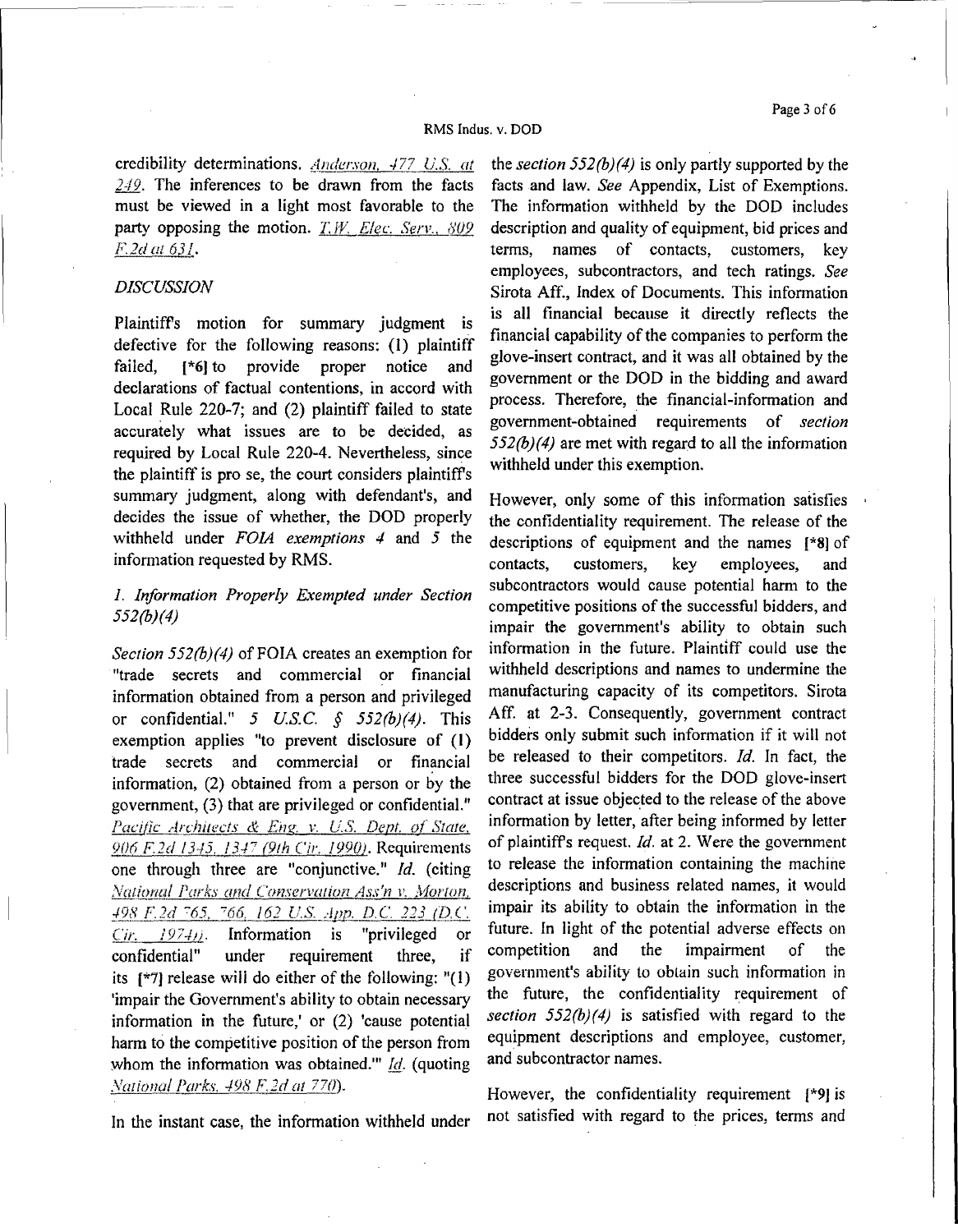credibility determinations. *Anderson, 477 U.S. at 249*. The inferences to be drawn from the facts must be viewed in a light most favorable to the party opposing the motion. *T.W. Elec. Serv., 809 F.2d at 631*.

*DISCUSSION*

Plaintiff's motion for summary judgment is defective for the following reasons: (1) plaintiff failed, [*6] to provide proper notice and declarations of factual contentions, in accord with Local Rule 220-7; and (2) plaintiff failed to state accurately what issues are to be decided, as required by Local Rule 220-4. Nevertheless, since the plaintiff is pro se, the court considers plaintiff's summary judgment, along with defendant's, and decides the issue of whether, the DOD properly withheld under *FOIA exemptions 4* and *5* the information requested by RMS.

*1. Information Properly Exempted under Section 552(b)(4)*

*Section 552(b)(4)* of FOIA creates an exemption for "trade secrets and commercial or financial information obtained from a person and privileged or confidential." *5 U.S.C. § 552(b)(4)*. This exemption applies "to prevent disclosure of (1) trade secrets and commercial or financial information, (2) obtained from a person or by the government, (3) that are privileged or confidential." *Pacific Architects & Eng. v. U.S. Dept. of State, 906 F.2d 1345, 1347 (9th Cir. 1990)*. Requirements one through three are "conjunctive." *Id.* (citing *National Parks and Conservation Ass'n v. Morton, 498 F.2d 765, 766, 162 U.S. App. D.C. 223 (D.C. Cir. 1974)*). Information is "privileged or confidential" under requirement three, if its [*7] release will do either of the following: "(1) 'impair the Government's ability to obtain necessary information in the future,' or (2) 'cause potential harm to the competitive position of the person from whom the information was obtained.'" *Id.* (quoting *National Parks, 498 F.2d at 770*).

In the instant case, the information withheld under the *section 552(b)(4)* is only partly supported by the facts and law. *See* Appendix, List of Exemptions. The information withheld by the DOD includes description and quality of equipment, bid prices and terms, names of contacts, customers, key employees, subcontractors, and tech ratings. *See* Sirota Aff., Index of Documents. This information is all financial because it directly reflects the financial capability of the companies to perform the glove-insert contract, and it was all obtained by the government or the DOD in the bidding and award process. Therefore, the financial-information and government-obtained requirements of *section 552(b)(4)* are met with regard to all the information withheld under this exemption.

However, only some of this information satisfies the confidentiality requirement. The release of the descriptions of equipment and the names [*8] of contacts, customers, key employees, and subcontractors would cause potential harm to the competitive positions of the successful bidders, and impair the government's ability to obtain such information in the future. Plaintiff could use the withheld descriptions and names to undermine the manufacturing capacity of its competitors. Sirota Aff. at 2-3. Consequently, government contract bidders only submit such information if it will not be released to their competitors. *Id.* In fact, the three successful bidders for the DOD glove-insert contract at issue objected to the release of the above information by letter, after being informed by letter of plaintiff's request. *Id.* at 2. Were the government to release the information containing the machine descriptions and business related names, it would impair its ability to obtain the information in the future. In light of the potential adverse effects on competition and the impairment of the government's ability to obtain such information in the future, the confidentiality requirement of *section 552(b)(4)* is satisfied with regard to the equipment descriptions and employee, customer, and subcontractor names.

However, the confidentiality requirement [*9] is not satisfied with regard to the prices, terms and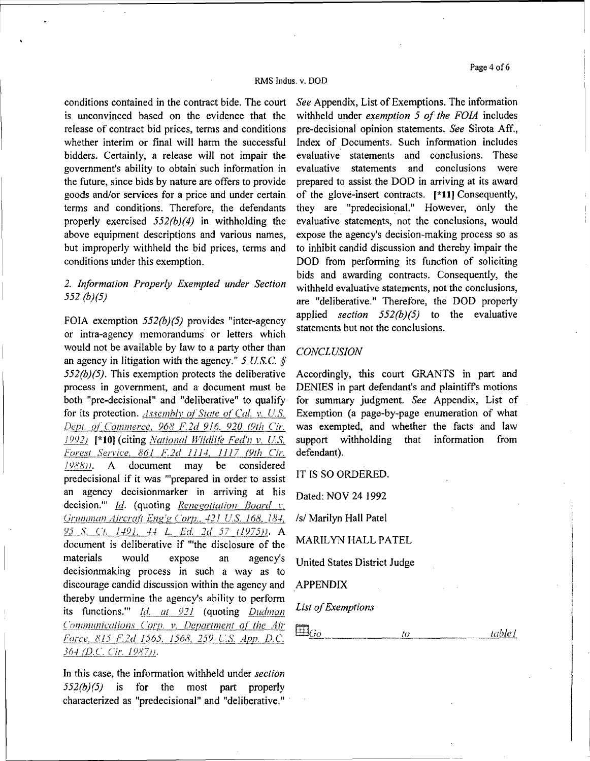conditions contained in the contract bide. The court is unconvinced based on the evidence that the release of contract bid prices, terms and conditions whether interim or final will harm the successful bidders. Certainly, a release will not impair the government's ability to obtain such information in the future, since bids by nature are offers to provide goods and/or services for a price and under certain terms and conditions. Therefore, the defendants properly exercised *552(b)(4)* in withholding the above equipment descriptions and various names, but improperly withheld the bid prices, terms and conditions under this exemption.

*2. Information Properly Exempted under Section 552 (b)(5)*

FOIA exemption *552(b)(5)* provides "inter-agency or intra-agency memorandums or letters which would not be available by law to a party other than an agency in litigation with the agency." *5 U.S.C. § 552(b)(5)*. This exemption protects the deliberative process in government, and a document must be both "pre-decisional" and "deliberative" to qualify for its protection. *Assembly of State of Cal. v. U.S. Dept. of Commerce, 968 F.2d 916, 920 (9th Cir. 1992)* **[*10]** (citing *National Wildlife Fed'n v. U.S. Forest Service, 861 F.2d 1114, 1117 (9th Cir. 1988)*). A document may be considered predecisional if it was "'prepared in order to assist an agency decisionmarker in arriving at his decision.'" *Id.* (quoting *Renegotiation Board v. Grumman Aircraft Eng'g Corp., 421 U.S. 168, 184, 95 S. Ct. 1491, 44 L. Ed. 2d 57 (1975)*). A document is deliberative if "'the disclosure of the materials would expose an agency's decisionmaking process in such a way as to discourage candid discussion within the agency and thereby undermine the agency's ability to perform its functions.'" *Id. at 921* (quoting *Dudman Communications Corp. v. Department of the Air Force, 815 F.2d 1565, 1568, 259 U.S. App. D.C. 364 (D.C. Cir. 1987)*).

In this case, the information withheld under *section 552(b)(5)* is for the most part properly characterized as "predecisional" and "deliberative." *See* Appendix, List of Exemptions. The information withheld under *exemption 5 of the FOIA* includes pre-decisional opinion statements. *See* Sirota Aff., Index of Documents. Such information includes evaluative statements and conclusions. These evaluative statements and conclusions were prepared to assist the DOD in arriving at its award of the glove-insert contracts. **[*11]** Consequently, they are "predecisional." However, only the evaluative statements, not the conclusions, would expose the agency's decision-making process so as to inhibit candid discussion and thereby impair the DOD from performing its function of soliciting bids and awarding contracts. Consequently, the withheld evaluative statements, not the conclusions, are "deliberative." Therefore, the DOD properly applied *section 552(b)(5)* to the evaluative statements but not the conclusions.

*CONCLUSION*

Accordingly, this court GRANTS in part and DENIES in part defendant's and plaintiff's motions for summary judgment. *See* Appendix, List of Exemption (a page-by-page enumeration of what was exempted, and whether the facts and law support withholding that information from defendant).

IT IS SO ORDERED.

Dated: NOV 24 1992

/s/ Marilyn Hall Patel

MARILYN HALL PATEL

United States District Judge

APPENDIX

*List of Exemptions*

*Go to table1*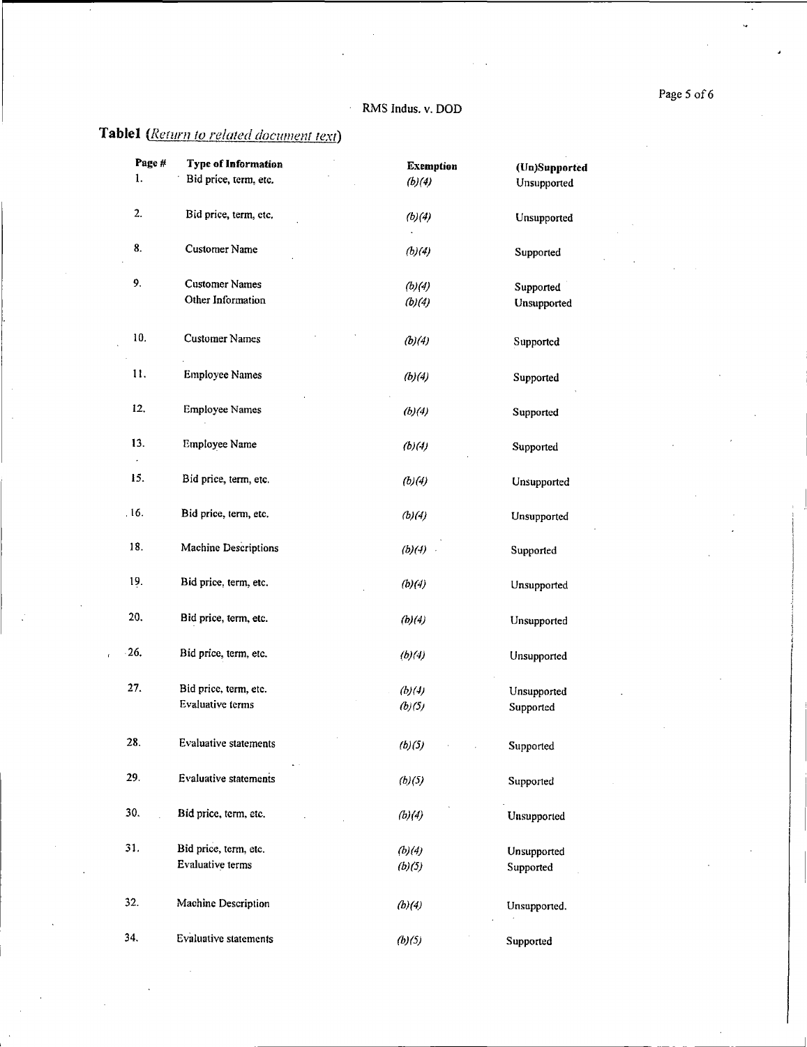**Table1** (*Return to related document text*)

| Page # | Type of Information | Exemption | (Un)Supported |
|---|---|---|---|
| 1. | Bid price, term, etc. | *(b)(4)* | Unsupported |
| 2. | Bid price, term, etc. | *(b)(4)* | Unsupported |
| 8. | Customer Name | *(b)(4)* | Supported |
| 9. | Customer Names | *(b)(4)* | Supported |
| | Other Information | *(b)(4)* | Unsupported |
| 10. | Customer Names | *(b)(4)* | Supported |
| 11. | Employee Names | *(b)(4)* | Supported |
| 12. | Employee Names | *(b)(4)* | Supported |
| 13. | Employee Name | *(b)(4)* | Supported |
| 15. | Bid price, term, etc. | *(b)(4)* | Unsupported |
| 16. | Bid price, term, etc. | *(b)(4)* | Unsupported |
| 18. | Machine Descriptions | *(b)(4)* | Supported |
| 19. | Bid price, term, etc. | *(b)(4)* | Unsupported |
| 20. | Bid price, term, etc. | *(b)(4)* | Unsupported |
| 26. | Bid price, term, etc. | *(b)(4)* | Unsupported |
| 27. | Bid price, term, etc. | *(b)(4)* | Unsupported |
| | Evaluative terms | *(b)(5)* | Supported |
| 28. | Evaluative statements | *(b)(5)* | Supported |
| 29. | Evaluative statements | *(b)(5)* | Supported |
| 30. | Bid price, term, etc. | *(b)(4)* | Unsupported |
| 31. | Bid price, term, etc. | *(b)(4)* | Unsupported |
| | Evaluative terms | *(b)(5)* | Supported |
| 32. | Machine Description | *(b)(4)* | Unsupported. |
| 34. | Evaluative statements | *(b)(5)* | Supported |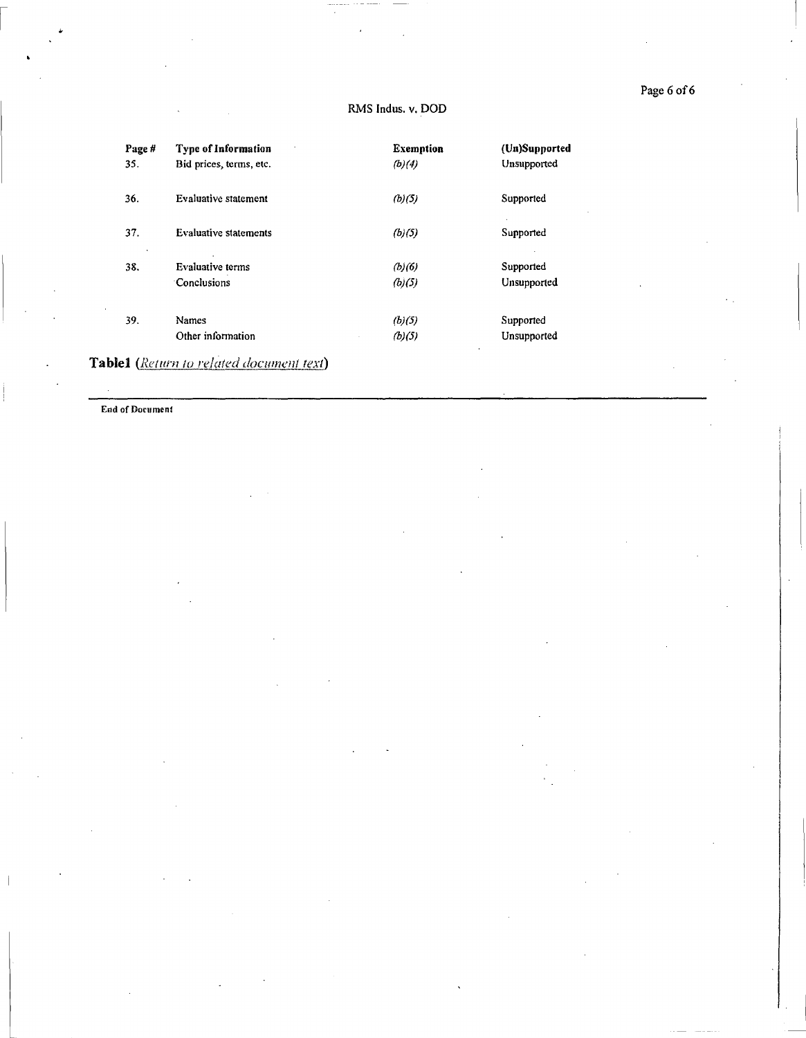| Page # | Type of Information | Exemption | (Un)Supported |
| --- | --- | --- | --- |
| 35. | Bid prices, terms, etc. | *(b)(4)* | Unsupported |
| 36. | Evaluative statement | *(b)(5)* | Supported |
| 37. | Evaluative statements | *(b)(5)* | Supported |
| 38. | Evaluative terms | *(b)(6)* | Supported |
| | Conclusions | *(b)(5)* | Unsupported |
| 39. | Names | *(b)(5)* | Supported |
| | Other information | *(b)(5)* | Unsupported |

**Table1** (*Return to related document text*)

End of Document